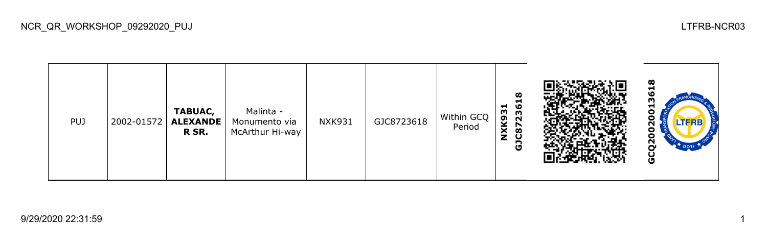NCR_QR_WORKSHOP_09292020_PUJ

LTFRB-NCR03

| PUJ | 2002-01572 | **TABUAC, ALEXANDER SR.** | Malinta - Monumento via McArthur Hi-way | NXK931 | GJC8723618 | Within GCQ Period | **NXK931 GJC8723618** | | **GCQ20200013618** |
|---|---|---|---|---|---|---|---|---|---|

9/29/2020 22:31:59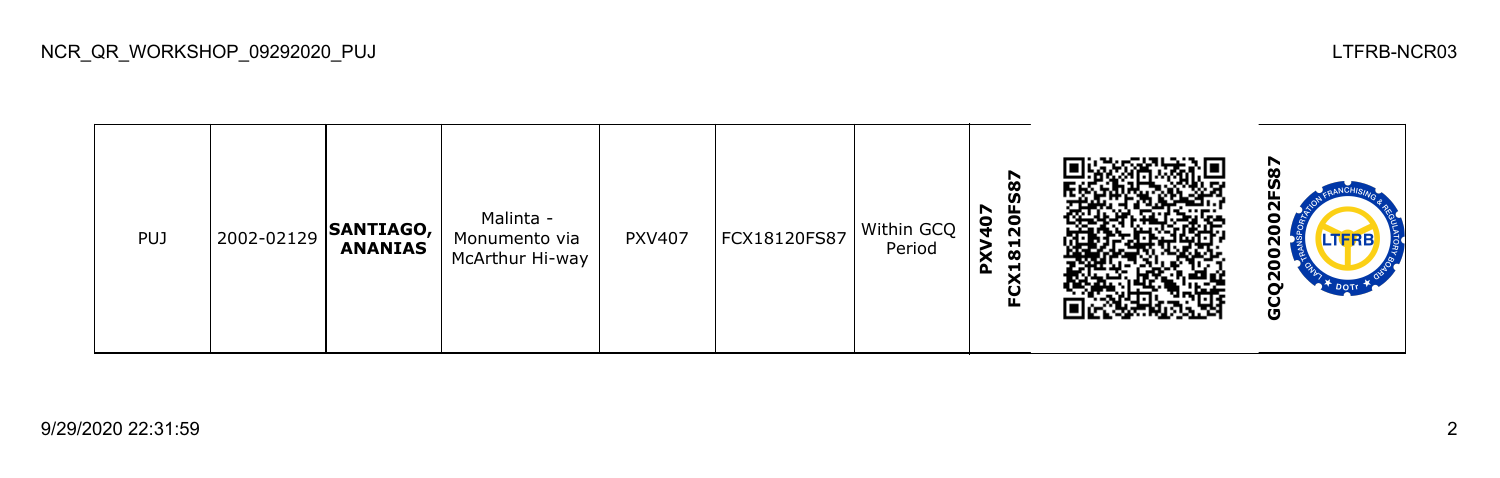| PUJ | 2002-02129 | **SANTIAGO, ANANIAS** | Malinta - Monumento via McArthur Hi-way | PXV407 | FCX18120FS87 | Within GCQ Period | **PXV407 FCX18120FS87** | | **GCQ2002002FS87** |
|---|---|---|---|---|---|---|---|---|---|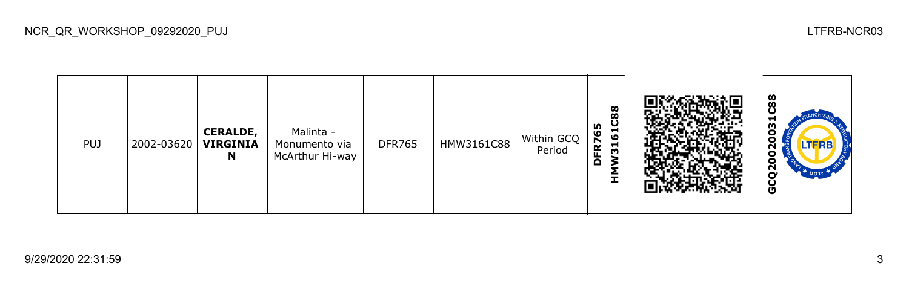| PUJ | 2002-03620 | **CERALDE, VIRGINIA N** | Malinta - Monumento via McArthur Hi-way | DFR765 | HMW3161C88 | Within GCQ Period | **DFR765 HMW3161C88** | | **GCQ20020031C88** |
|---|---|---|---|---|---|---|---|---|---|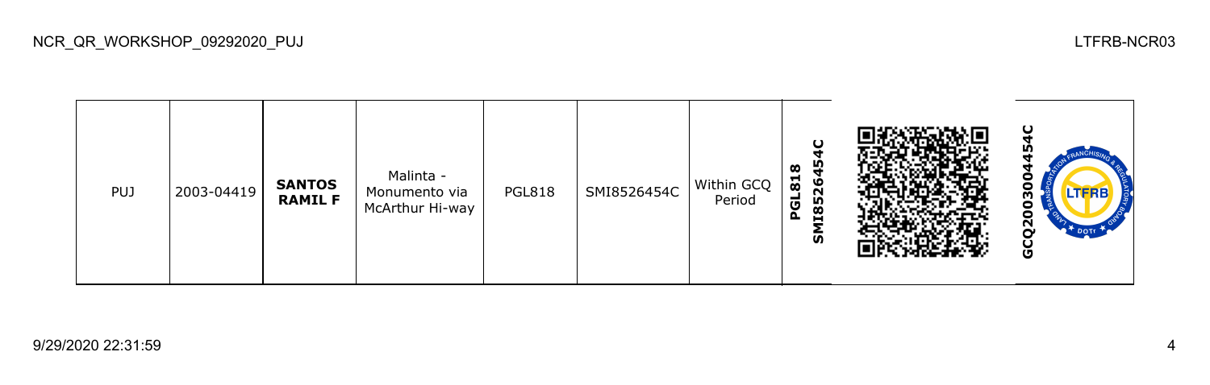| PUJ | 2003-04419 | **SANTOS RAMIL F** | Malinta - Monumento via McArthur Hi-way | PGL818 | SMI8526454C | Within GCQ Period | **PGL818 SMI8526454C** | | **GCQ2003004454C** |
|---|---|---|---|---|---|---|---|---|---|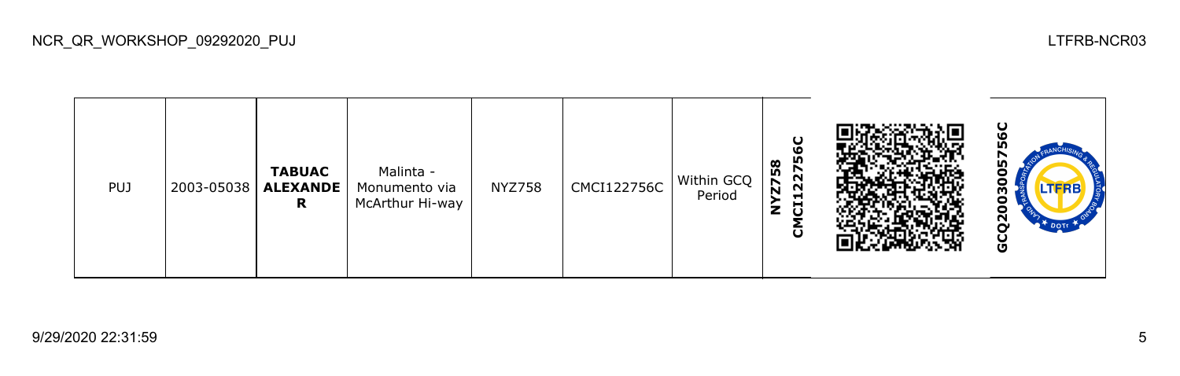| PUJ | 2003-05038 | **TABUAC ALEXANDER** | Malinta - Monumento via McArthur Hi-way | NYZ758 | CMCI122756C | Within GCQ Period | **NYZ758 CMCI122756C** | | **GCQ2003005756C** |
|---|---|---|---|---|---|---|---|---|---|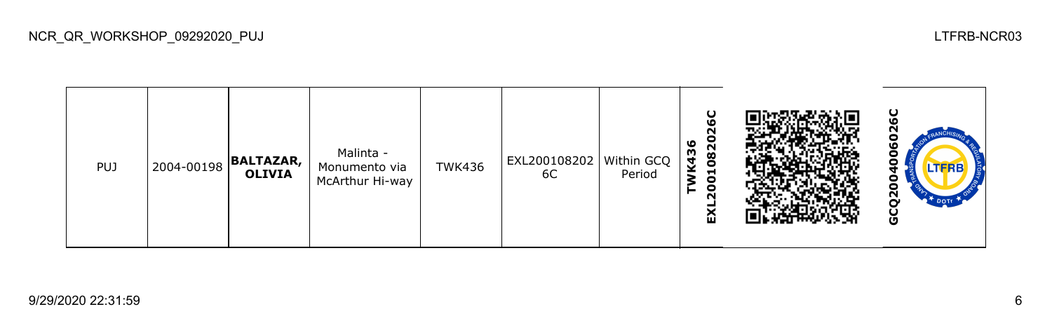| PUJ | 2004-00198 | **BALTAZAR, OLIVIA** | Malinta - Monumento via McArthur Hi-way | TWK436 | EXL2001082026C | Within GCQ Period | **EXL2001082026C TWK436** | | **GCQ2004006026C** |
|---|---|---|---|---|---|---|---|---|---|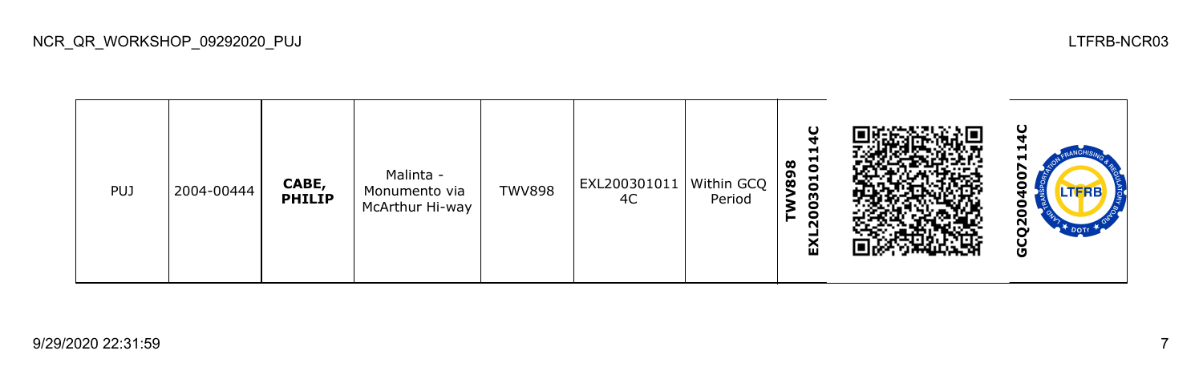| PUJ | 2004-00444 | **CABE, PHILIP** | Malinta - Monumento via McArthur Hi-way | TWV898 | EXL2003010114C | Within GCQ Period | **TWV898 EXL2003010114C** | | **GCQ2004007114C** |
|---|---|---|---|---|---|---|---|---|---|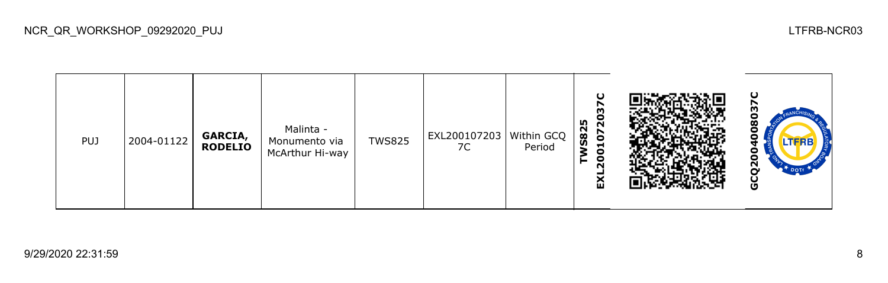| PUJ | 2004-01122 | **GARCIA, RODELIO** | Malinta - Monumento via McArthur Hi-way | TWS825 | EXL2001072037C | Within GCQ Period | **TWS825 EXL2001072037C** | | **GCQ2004008037C** |
|---|---|---|---|---|---|---|---|---|---|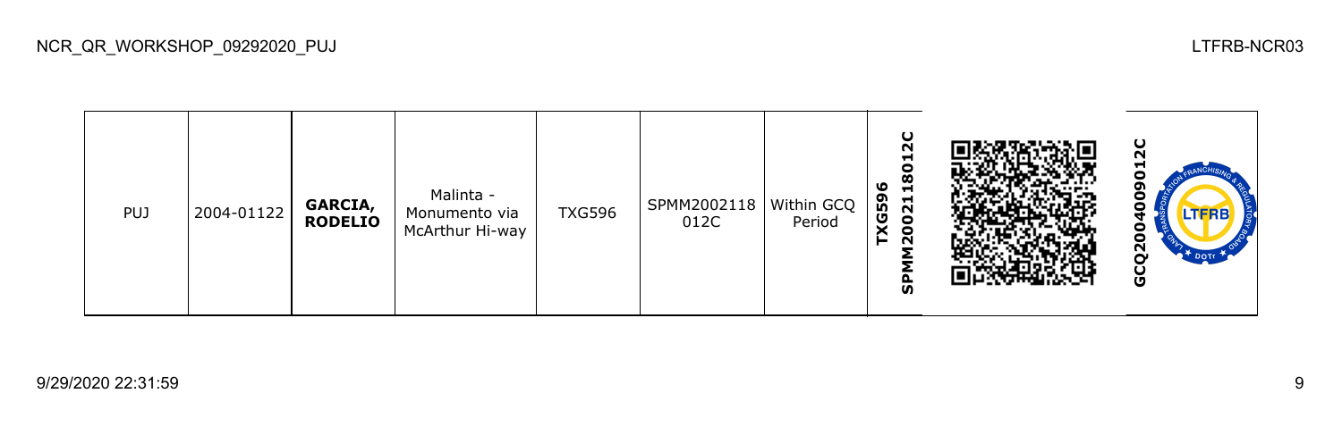| PUJ | 2004-01122 | **GARCIA, RODELIO** | Malinta - Monumento via McArthur Hi-way | TXG596 | SPMM2002118 012C | Within GCQ Period | **SPMM2002118012C TXG596** | | **GCQ2004009012C** |
|---|---|---|---|---|---|---|---|---|---|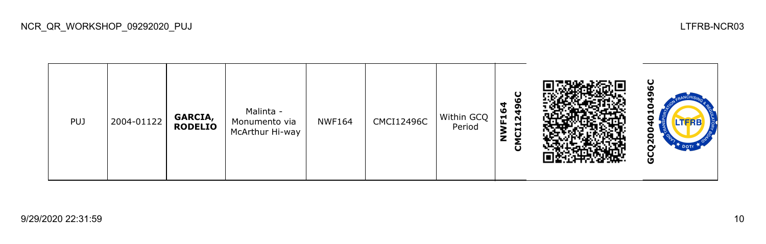| PUJ | 2004-01122 | **GARCIA, RODELIO** | Malinta - Monumento via McArthur Hi-way | NWF164 | CMCI12496C | Within GCQ Period | **NWF164 CMCI12496C** | | **GCQ2004010496C** |
|---|---|---|---|---|---|---|---|---|---|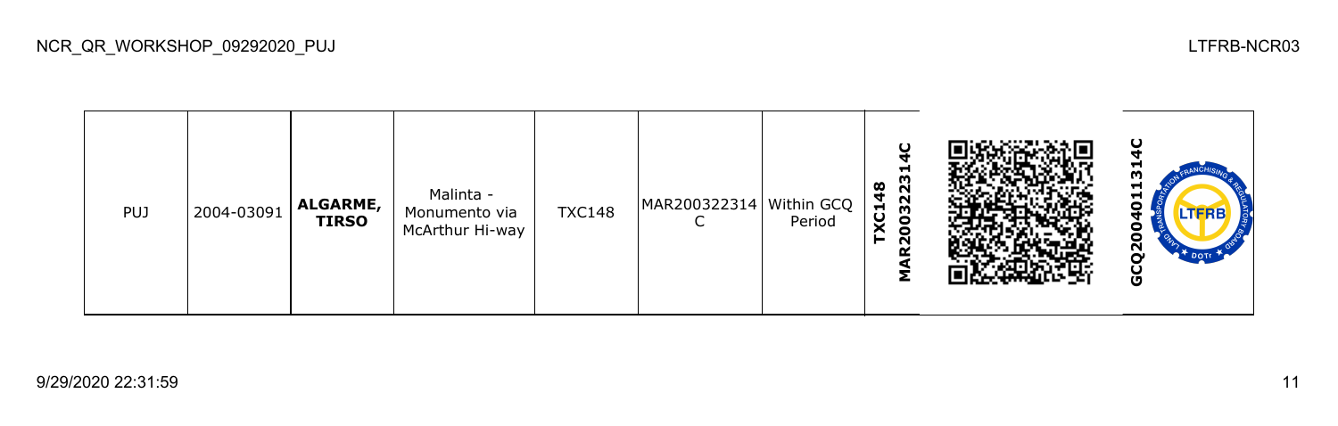| PUJ | 2004-03091 | **ALGARME, TIRSO** | Malinta - Monumento via McArthur Hi-way | TXC148 | MAR200322314C | Within GCQ Period | **TXC148 MAR200322314C** | | **GCQ2004011314C** |
|---|---|---|---|---|---|---|---|---|---|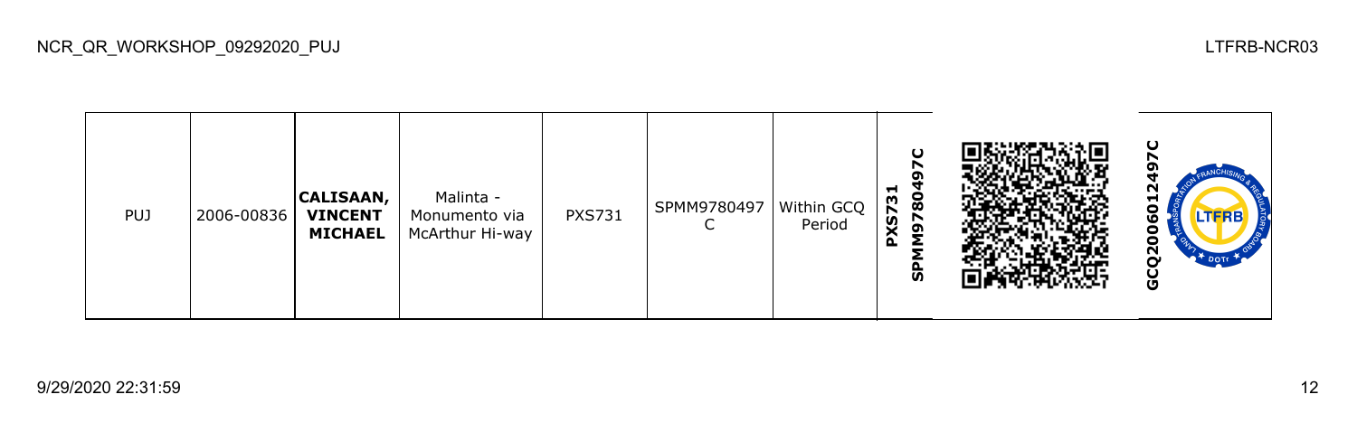| PUJ | 2006-00836 | **CALISAAN, VINCENT MICHAEL** | Malinta - Monumento via McArthur Hi-way | PXS731 | SPMM9780497C | Within GCQ Period | **PXS731 SPMM9780497C** | | **GCQ2006012497C** |
|---|---|---|---|---|---|---|---|---|---|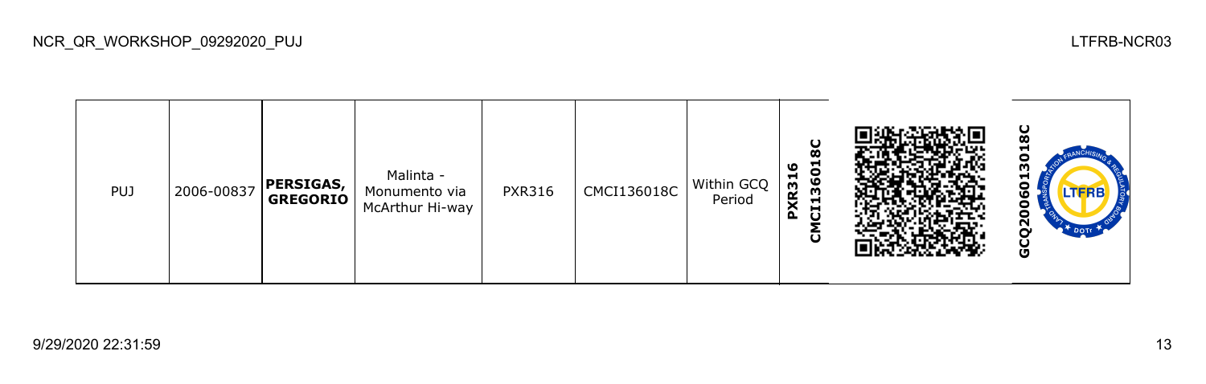| PUJ | 2006-00837 | **PERSIGAS, GREGORIO** | Malinta - Monumento via McArthur Hi-way | PXR316 | CMCI136018C | Within GCQ Period | **PXR316 CMCI136018C** | | **GCQ2006013018C** |
|---|---|---|---|---|---|---|---|---|---|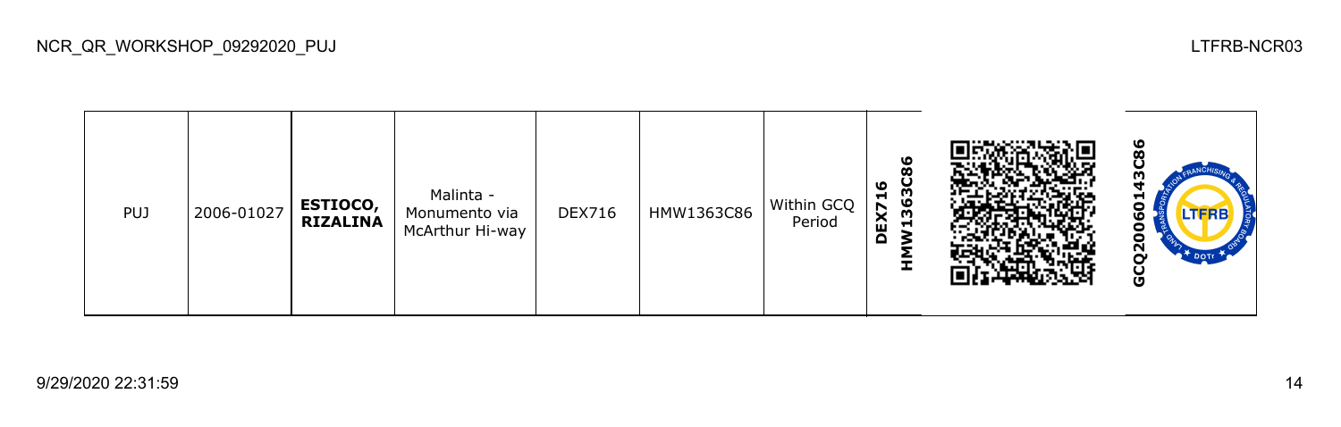| PUJ | 2006-01027 | **ESTIOCO, RIZALINA** | Malinta - Monumento via McArthur Hi-way | DEX716 | HMW1363C86 | Within GCQ Period | **DEX716 HMW1363C86** | | **GCQ20060143C86** |
|---|---|---|---|---|---|---|---|---|---|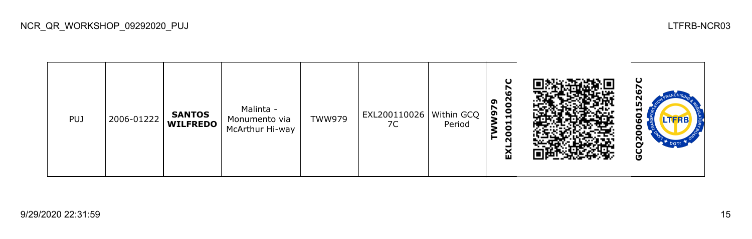| PUJ | 2006-01222 | **SANTOS WILFREDO** | Malinta - Monumento via McArthur Hi-way | TWW979 | EXL2001100267C | Within GCQ Period | **EXL2001100267C TWW979** | | **GCQ2006015267C** |
|---|---|---|---|---|---|---|---|---|---|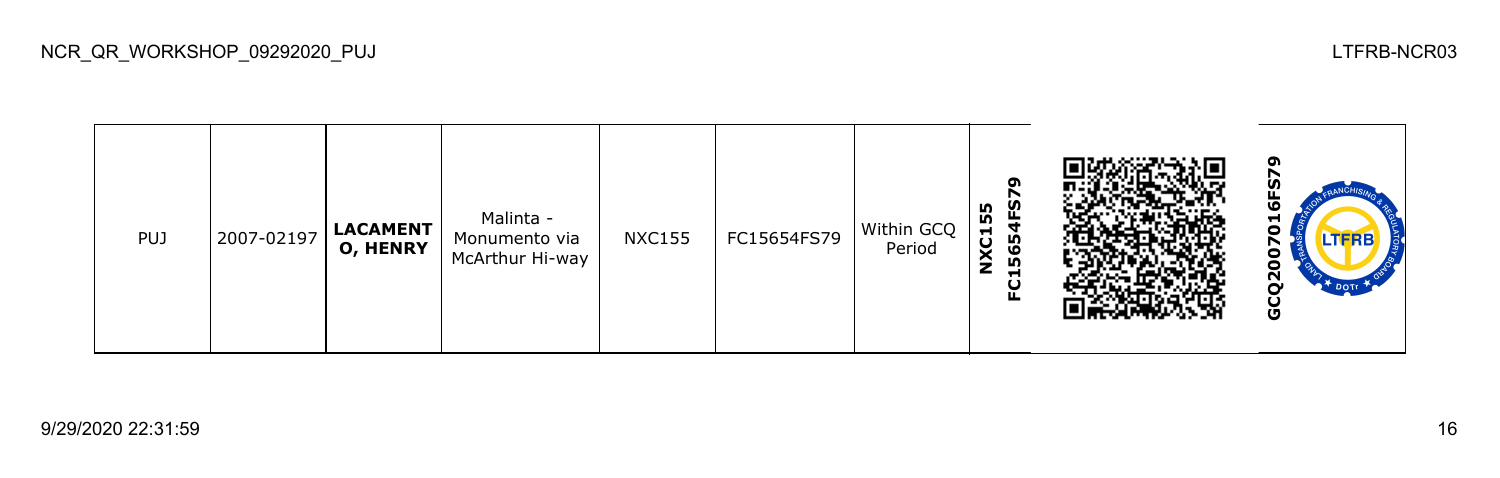| PUJ | 2007-02197 | **LACAMENTO, HENRY** | Malinta - Monumento via McArthur Hi-way | NXC155 | FC15654FS79 | Within GCQ Period | **NXC155 FC15654FS79** | | **GCQ2007016FS79** |
|---|---|---|---|---|---|---|---|---|---|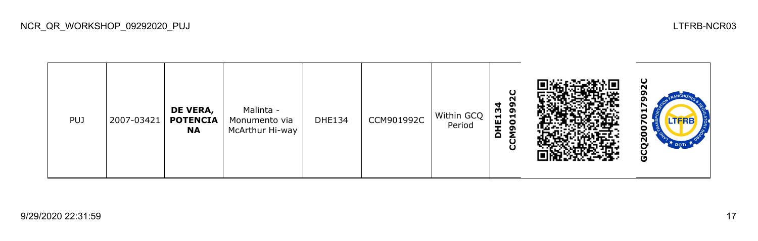| PUJ | 2007-03421 | **DE VERA, POTENCIA NA** | Malinta - Monumento via McArthur Hi-way | DHE134 | CCM901992C | Within GCQ Period | **DHE134 CCM901992C** | | **GCQ2007017992C** |
|---|---|---|---|---|---|---|---|---|---|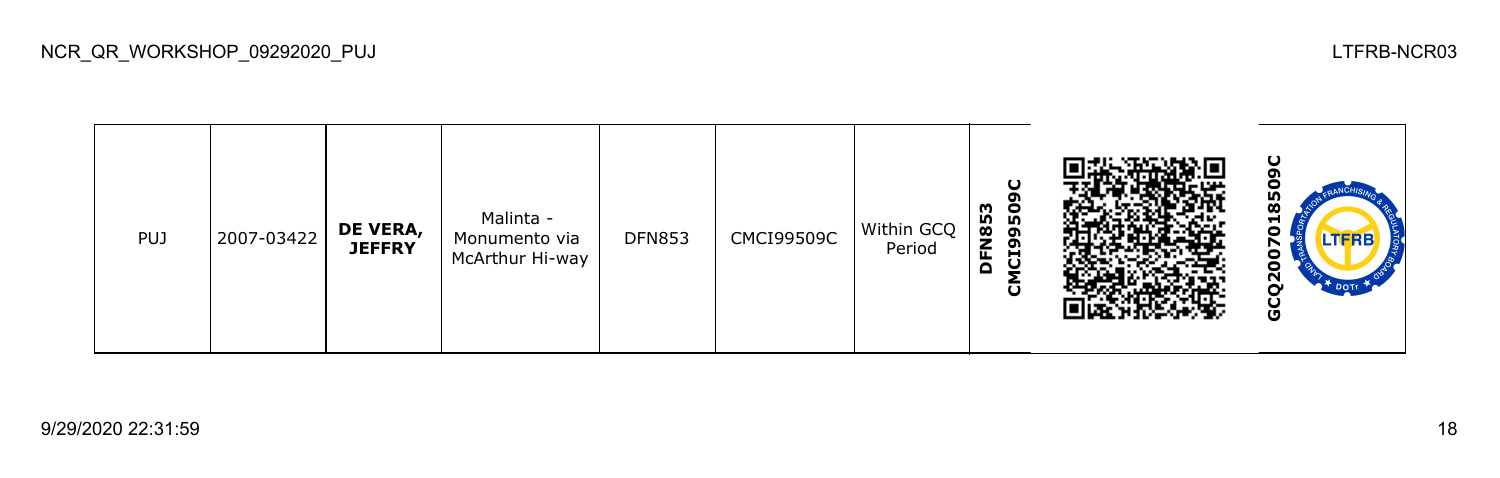| PUJ | 2007-03422 | **DE VERA, JEFFRY** | Malinta - Monumento via McArthur Hi-way | DFN853 | CMCI99509C | Within GCQ Period | **DFN853 CMCI99509C** | | **GCQ2007018509C** |
|---|---|---|---|---|---|---|---|---|---|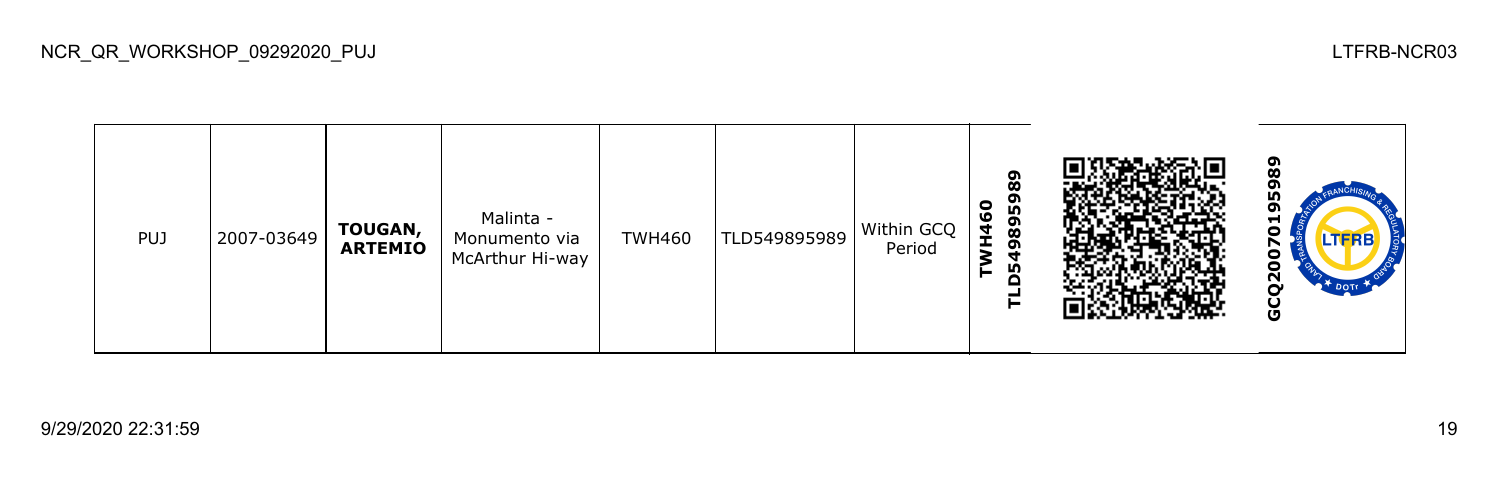| PUJ | 2007-03649 | **TOUGAN, ARTEMIO** | Malinta - Monumento via McArthur Hi-way | TWH460 | TLD549895989 | Within GCQ Period | **TWH460 TLD549895989** | | **GCQ200701959​89** |
|---|---|---|---|---|---|---|---|---|---|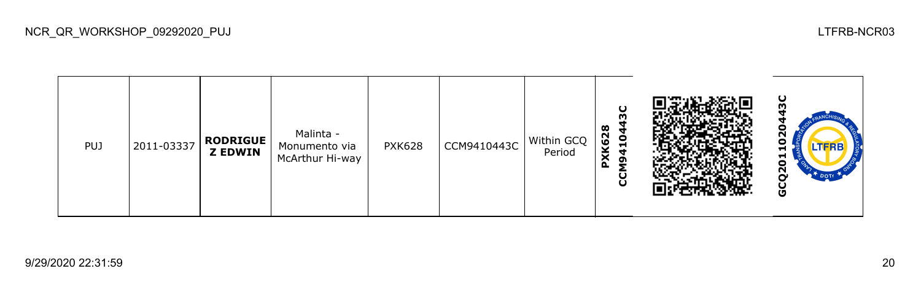| PUJ | 2011-03337 | **RODRIGUEZ EDWIN** | Malinta - Monumento via McArthur Hi-way | PXK628 | CCM9410443C | Within GCQ Period | **PXK628 CCM9410443C** | | **GCQ2011020443C** |
|---|---|---|---|---|---|---|---|---|---|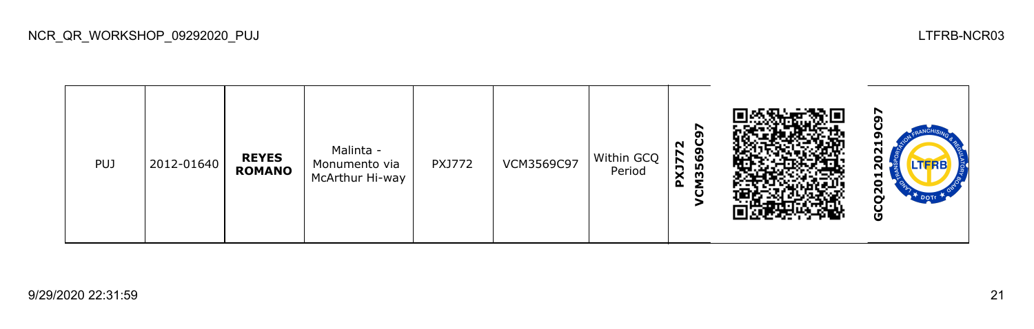| PUJ | 2012-01640 | **REYES ROMANO** | Malinta - Monumento via McArthur Hi-way | PXJ772 | VCM3569C97 | Within GCQ Period | **PXJ772 VCM3569C97** | | **GCQ20120219C97** |
|---|---|---|---|---|---|---|---|---|---|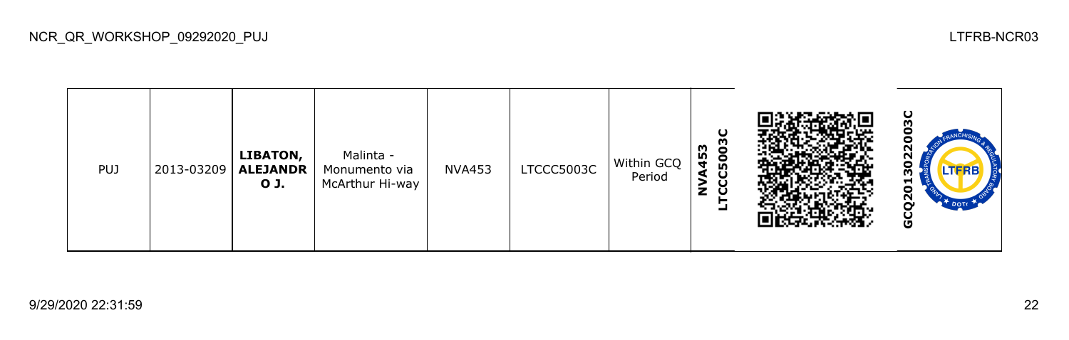| PUJ | 2013-03209 | **LIBATON, ALEJANDRO J.** | Malinta - Monumento via McArthur Hi-way | NVA453 | LTCCC5003C | Within GCQ Period | **NVA453 LTCCC5003C** | | **GCQ201302200 3C** |
|---|---|---|---|---|---|---|---|---|---|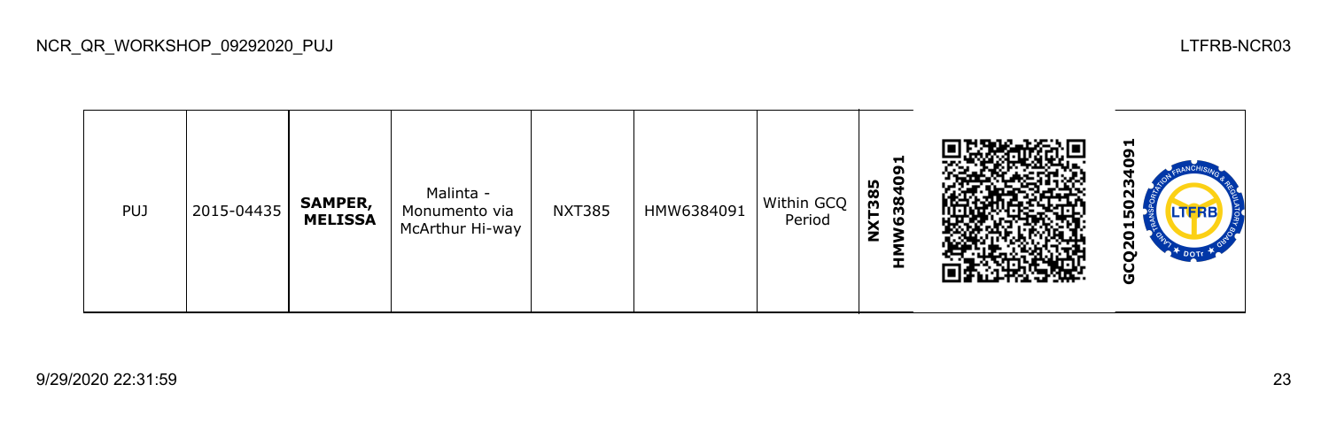| PUJ | 2015-04435 | **SAMPER, MELISSA** | Malinta - Monumento via McArthur Hi-way | NXT385 | HMW6384091 | Within GCQ Period | **NXT385 HMW6384091** | | **GCQ201502340​91** |
|---|---|---|---|---|---|---|---|---|---|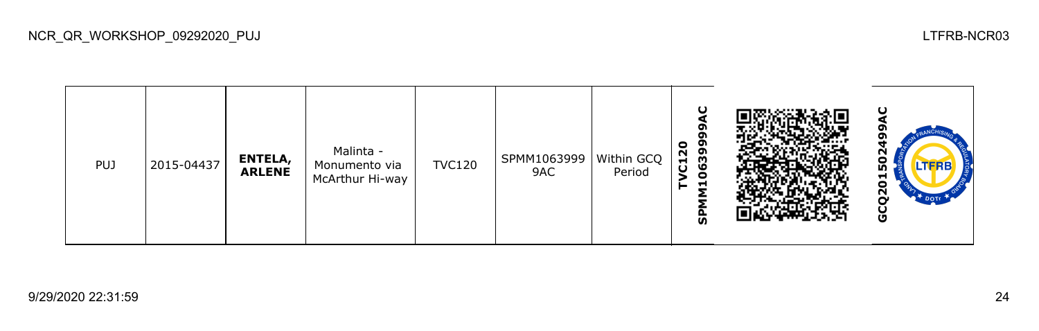| PUJ | 2015-04437 | **ENTELA, ARLENE** | Malinta - Monumento via McArthur Hi-way | TVC120 | SPMM10639999AC | Within GCQ Period | **SPMM10639999AC TVC120** | | **GCQ2015024999AC** |
|---|---|---|---|---|---|---|---|---|---|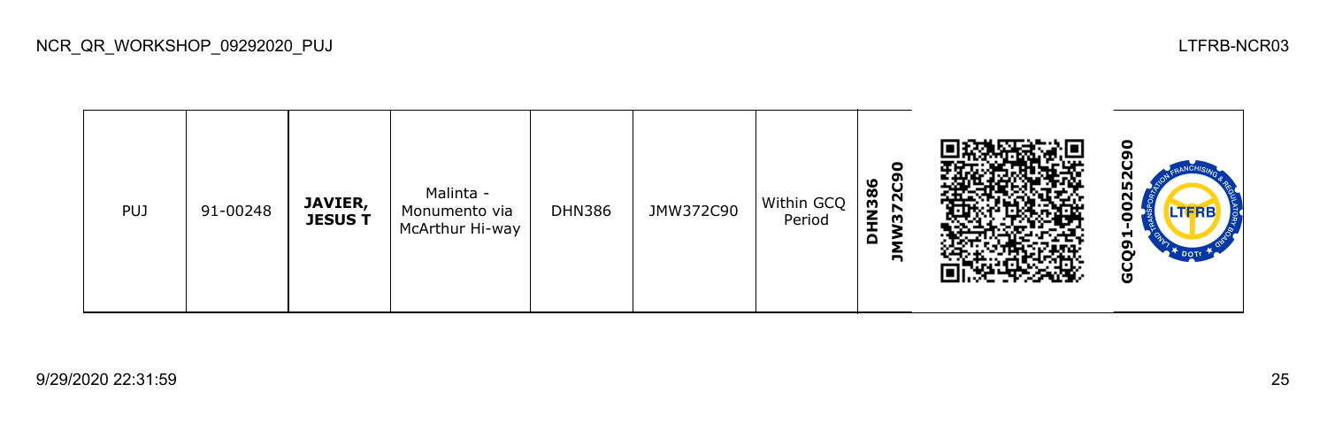| PUJ | 91-00248 | **JAVIER, JESUS T** | Malinta - Monumento via McArthur Hi-way | DHN386 | JMW372C90 | Within GCQ Period | **DHN386 JMW372C90** | | **GCQ91-00252C90** |
|---|---|---|---|---|---|---|---|---|---|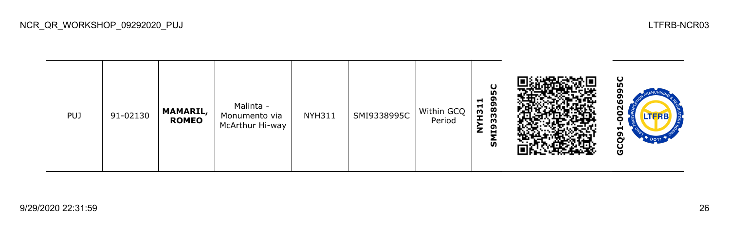| PUJ | 91-02130 | **MAMARIL, ROMEO** | Malinta - Monumento via McArthur Hi-way | NYH311 | SMI9338995C | Within GCQ Period | **NYH311 SMI9338995C** | | **GCQ91-0026995C** |
|---|---|---|---|---|---|---|---|---|---|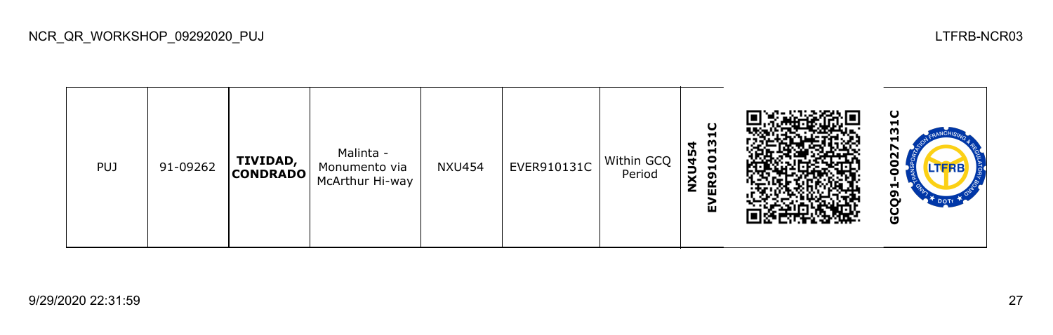| PUJ | 91-09262 | **TIVIDAD, CONDRADO** | Malinta - Monumento via McArthur Hi-way | NXU454 | EVER910131C | Within GCQ Period | **NXU454 EVER910131C** | | **GCQ91-0027131C** |
|---|---|---|---|---|---|---|---|---|---|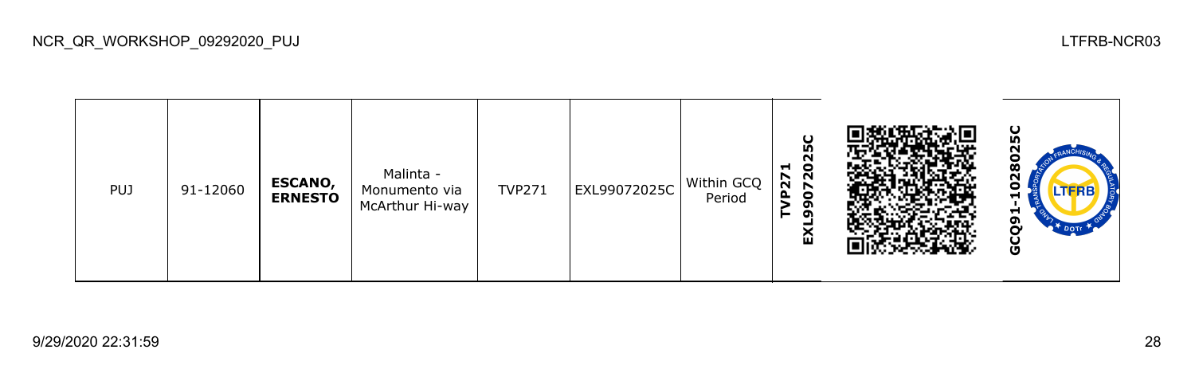| PUJ | 91-12060 | **ESCANO, ERNESTO** | Malinta - Monumento via McArthur Hi-way | TVP271 | EXL99072025C | Within GCQ Period | **TVP271 EXL99072025C** | | **GCQ91-1028025C** |
|---|---|---|---|---|---|---|---|---|---|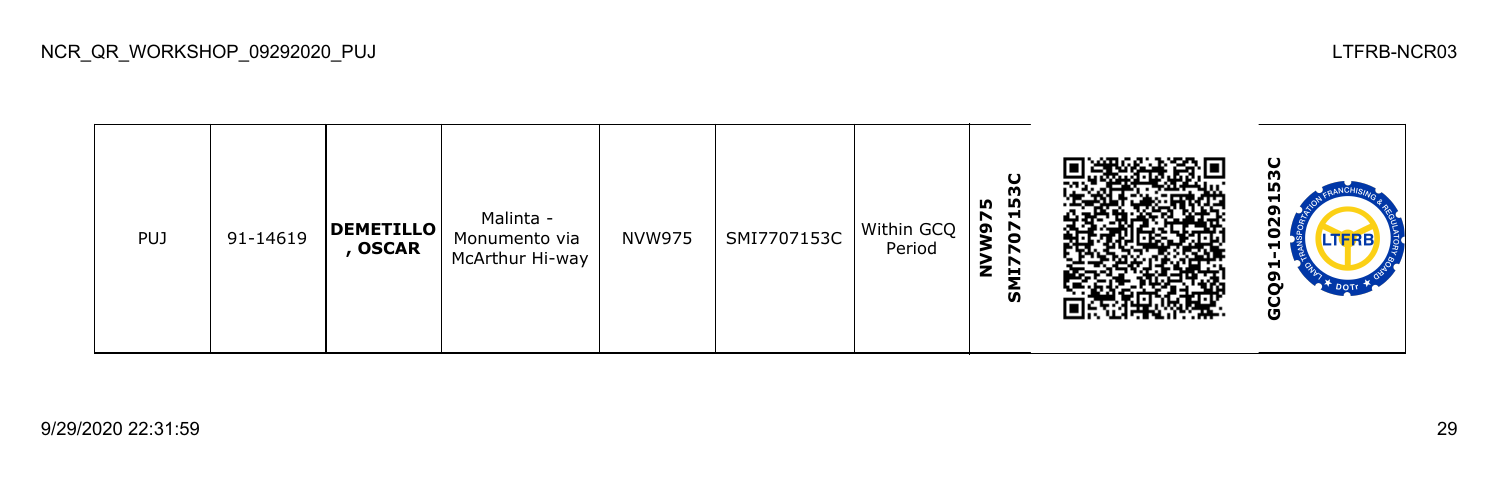| PUJ | 91-14619 | **DEMETILLO , OSCAR** | Malinta - Monumento via McArthur Hi-way | NVW975 | SMI7707153C | Within GCQ Period | **NVW975 SMI7707153C** | | **GCQ91-1029153C** |
|---|---|---|---|---|---|---|---|---|---|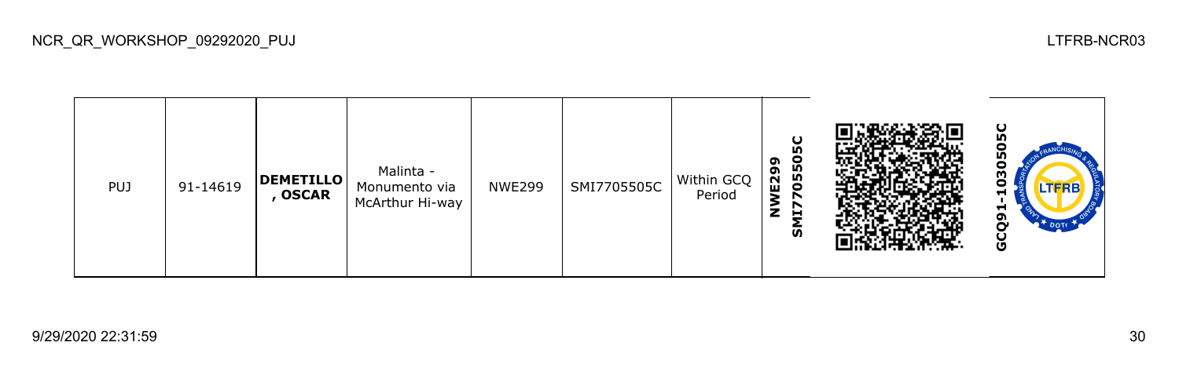| PUJ | 91-14619 | **DEMETILLO , OSCAR** | Malinta - Monumento via McArthur Hi-way | NWE299 | SMI7705505C | Within GCQ Period | **NWE299 SMI7705505C** | | **GCQ91-1030505C** |
|---|---|---|---|---|---|---|---|---|---|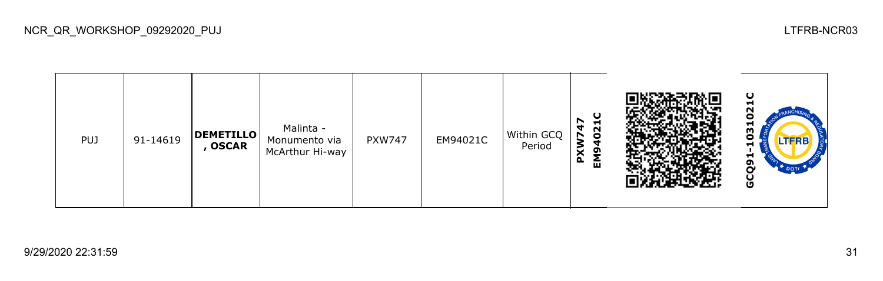| PUJ | 91-14619 | **DEMETILLO , OSCAR** | Malinta - Monumento via McArthur Hi-way | PXW747 | EM94021C | Within GCQ Period | **PXW747 EM94021C** | | **GCQ91-1031021C** |
|---|---|---|---|---|---|---|---|---|---|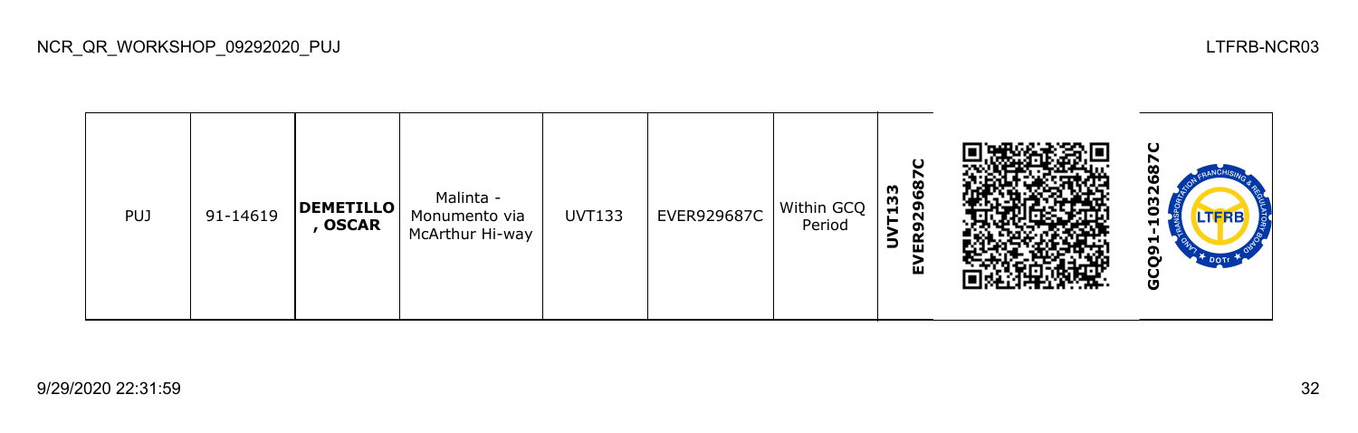| PUJ | 91-14619 | **DEMETILLO , OSCAR** | Malinta - Monumento via McArthur Hi-way | UVT133 | EVER929687C | Within GCQ Period | **UVT133 EVER929687C** | | **GCQ91-1032687C** |
|---|---|---|---|---|---|---|---|---|---|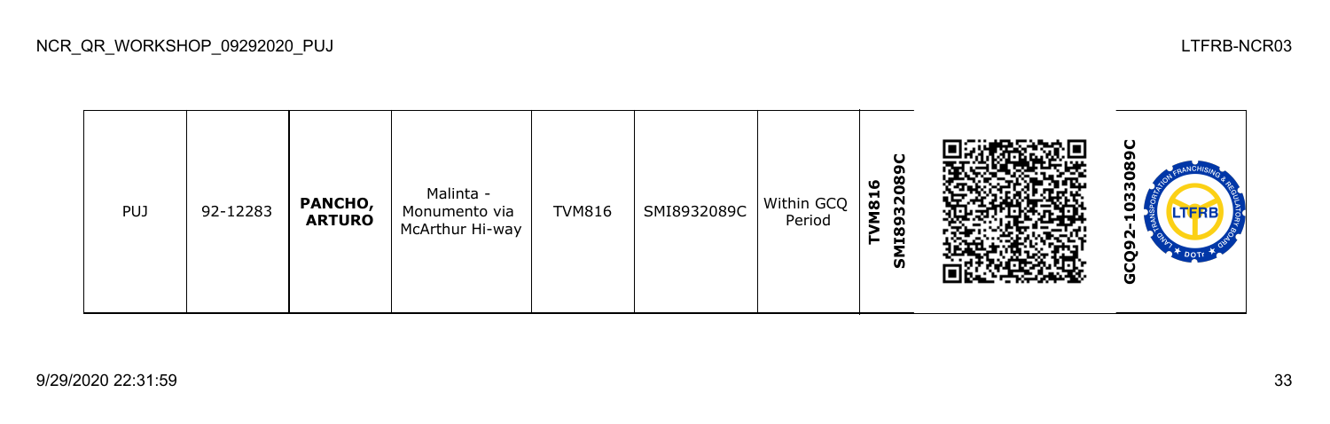| PUJ | 92-12283 | **PANCHO, ARTURO** | Malinta - Monumento via McArthur Hi-way | TVM816 | SMI8932089C | Within GCQ Period | **TVM816 SMI8932089C** | | **GCQ92-1033089C** |
|---|---|---|---|---|---|---|---|---|---|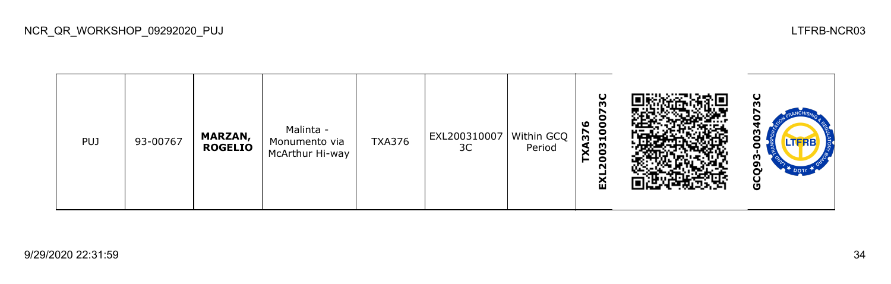| PUJ | 93-00767 | **MARZAN, ROGELIO** | Malinta - Monumento via McArthur Hi-way | TXA376 | EXL2003100073C | Within GCQ Period | **TXA376 EXL2003100073C** | | **GCQ93-0034073C** |
|---|---|---|---|---|---|---|---|---|---|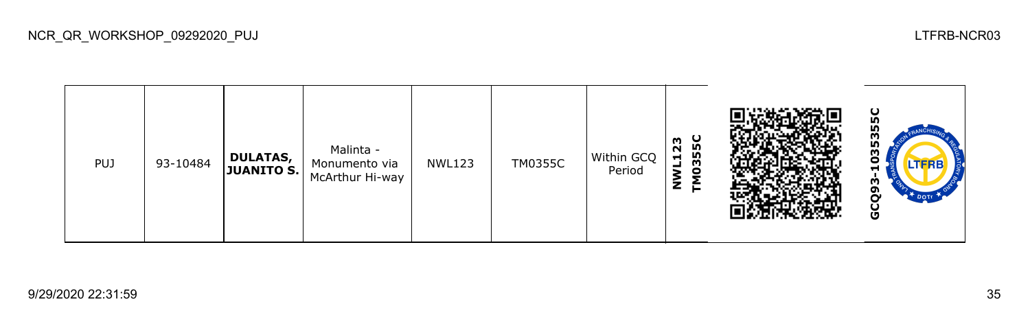| PUJ | 93-10484 | **DULATAS, JUANITO S.** | Malinta - Monumento via McArthur Hi-way | NWL123 | TM0355C | Within GCQ Period | **NWL123 TM0355C** | | **GCQ93-1035355C** |
|---|---|---|---|---|---|---|---|---|---|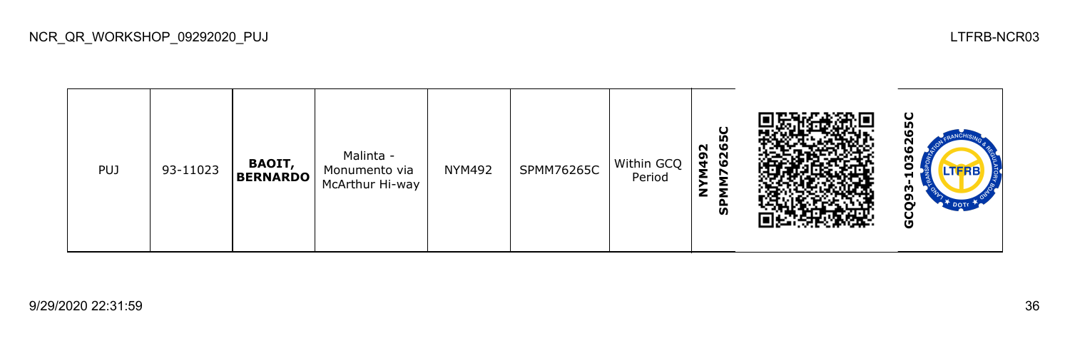| PUJ | 93-11023 | **BAOIT, BERNARDO** | Malinta - Monumento via McArthur Hi-way | NYM492 | SPMM76265C | Within GCQ Period | **NYM492 SPMM76265C** | | **GCQ93-1036265C** |
|---|---|---|---|---|---|---|---|---|---|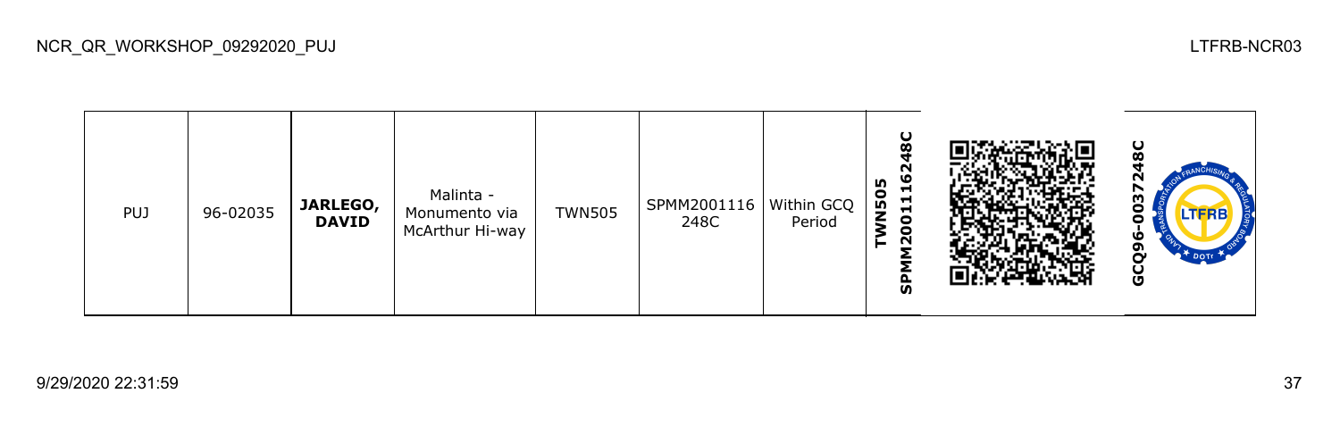| PUJ | 96-02035 | **JARLEGO, DAVID** | Malinta - Monumento via McArthur Hi-way | TWN505 | SPMM2001116 248C | Within GCQ Period | **SPMM2001116248C TWN505** | | **GCQ96-0037248C** |
|---|---|---|---|---|---|---|---|---|---|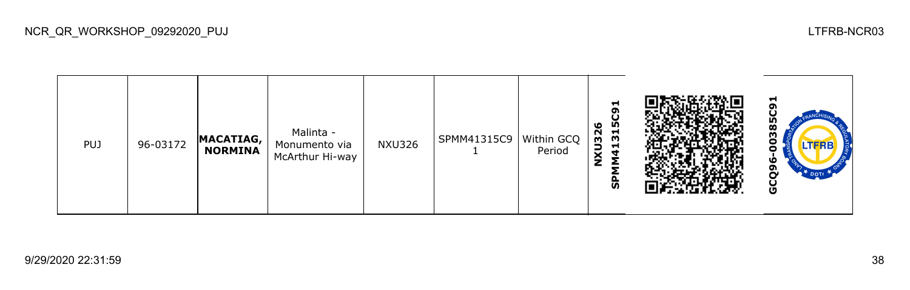| PUJ | 96-03172 | **MACATIAG, NORMINA** | Malinta - Monumento via McArthur Hi-way | NXU326 | SPMM41315C91 | Within GCQ Period | **NXU326 SPMM41315C91** | | **GCQ96-00385C91** |
|---|---|---|---|---|---|---|---|---|---|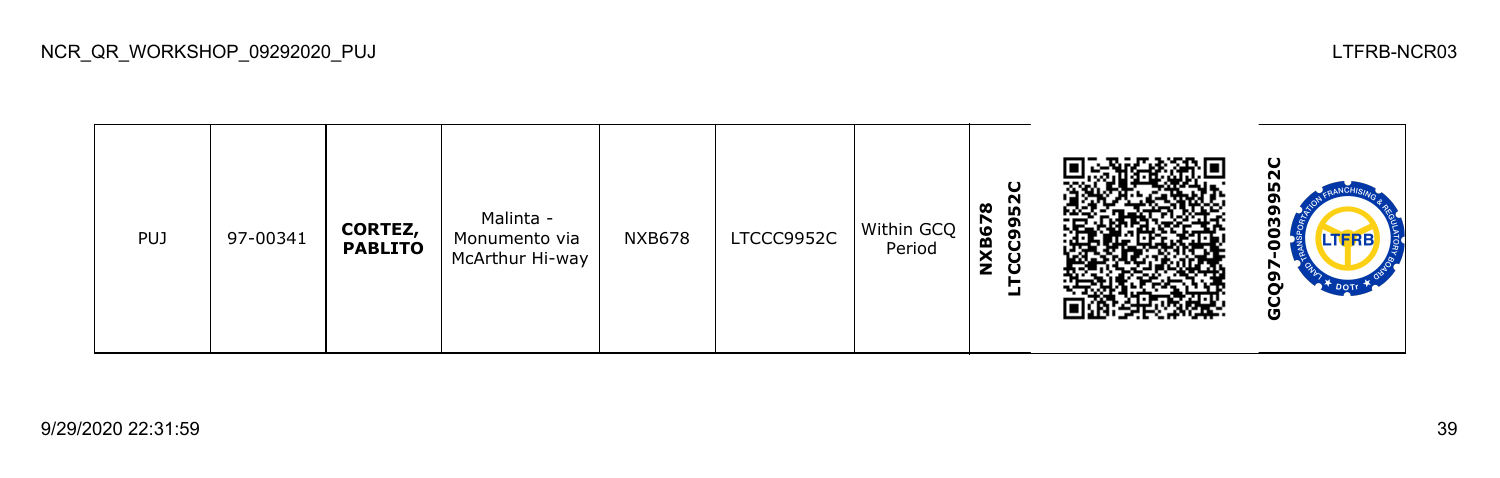| PUJ | 97-00341 | **CORTEZ, PABLITO** | Malinta - Monumento via McArthur Hi-way | NXB678 | LTCCC9952C | Within GCQ Period | **NXB678 LTCCC9952C** | | **GCQ97-0039952C** |
|---|---|---|---|---|---|---|---|---|---|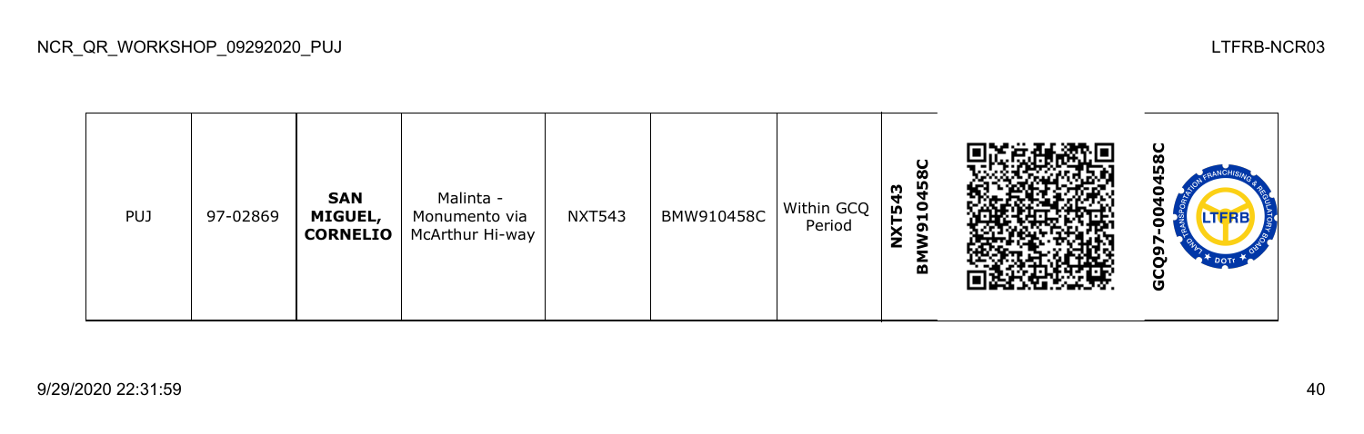| PUJ | 97-02869 | **SAN MIGUEL, CORNELIO** | Malinta - Monumento via McArthur Hi-way | NXT543 | BMW910458C | Within GCQ Period | **NXT543 BMW910458C** | | **GCQ97-0040458C** |
|---|---|---|---|---|---|---|---|---|---|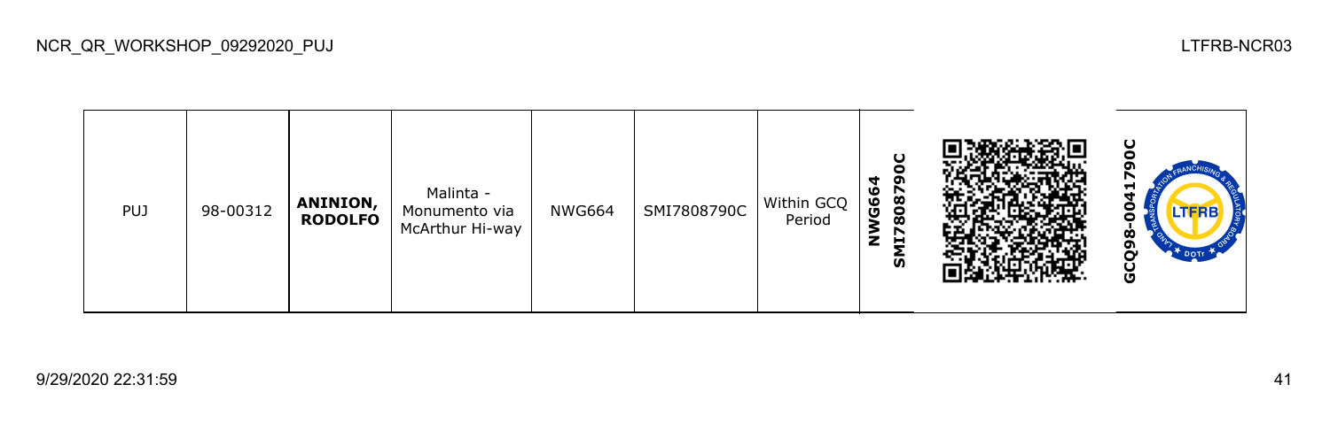| PUJ | 98-00312 | **ANINION, RODOLFO** | Malinta - Monumento via McArthur Hi-way | NWG664 | SMI7808790C | Within GCQ Period | **NWG664 SMI7808790C** | | **GCQ98-0041790C** |
|---|---|---|---|---|---|---|---|---|---|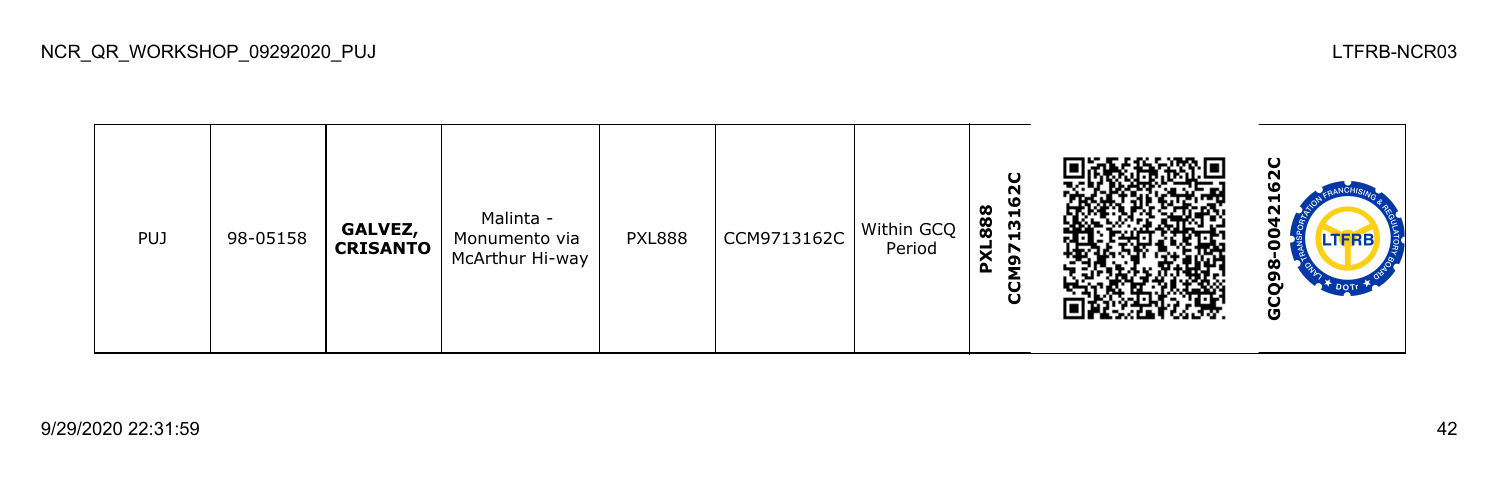| PUJ | 98-05158 | **GALVEZ, CRISANTO** | Malinta - Monumento via McArthur Hi-way | PXL888 | CCM9713162C | Within GCQ Period | **PXL888 CCM9713162C** | | **GCQ98-0042162C** |
|---|---|---|---|---|---|---|---|---|---|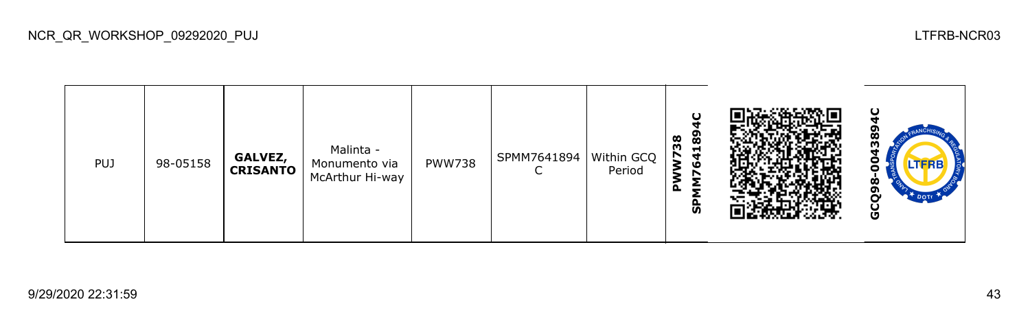| PUJ | 98-05158 | **GALVEZ, CRISANTO** | Malinta - Monumento via McArthur Hi-way | PWW738 | SPMM7641894C | Within GCQ Period | **PWW738 SPMM7641894C** | | **GCQ98-0043894C** |
|---|---|---|---|---|---|---|---|---|---|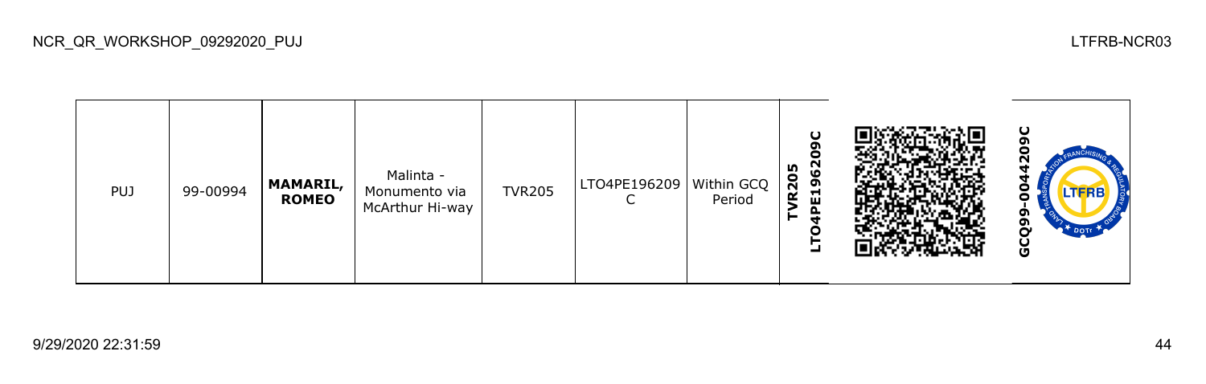| PUJ | 99-00994 | **MAMARIL, ROMEO** | Malinta - Monumento via McArthur Hi-way | TVR205 | LTO4PE196209C | Within GCQ Period | **TVR205 LTO4PE196209C** | | **GCQ99-0044209C** |
|---|---|---|---|---|---|---|---|---|---|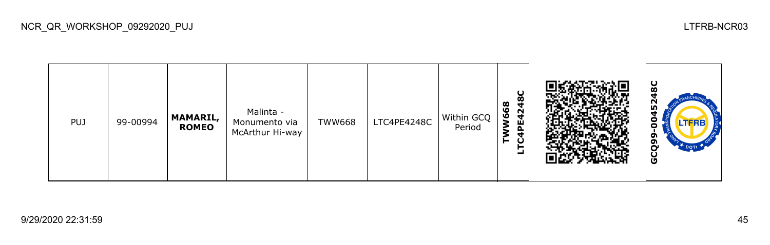| PUJ | 99-00994 | **MAMARIL, ROMEO** | Malinta - Monumento via McArthur Hi-way | TWW668 | LTC4PE4248C | Within GCQ Period | **TWW668 LTC4PE4248C** | | **GCQ99-0045248C** |
|---|---|---|---|---|---|---|---|---|---|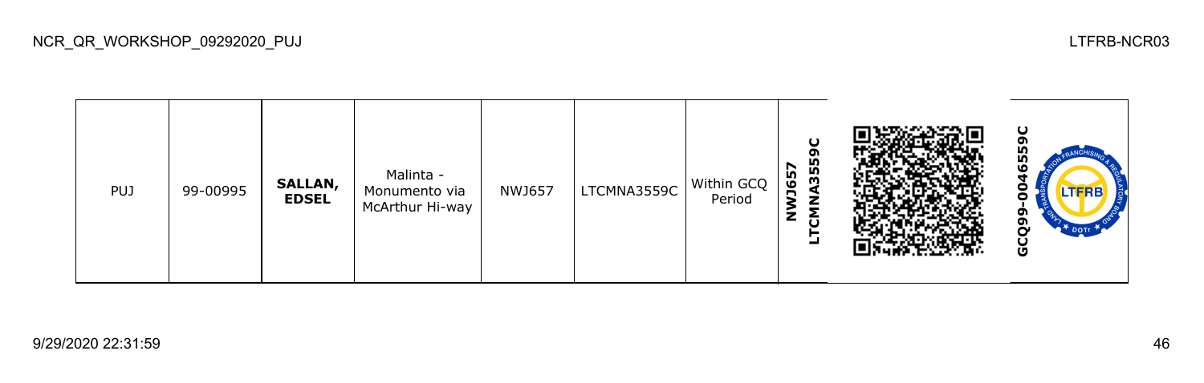| PUJ | 99-00995 | **SALLAN, EDSEL** | Malinta - Monumento via McArthur Hi-way | NWJ657 | LTCMNA3559C | Within GCQ Period | **NWJ657 LTCMNA3559C** | | **GCQ99-0046559C** |
|---|---|---|---|---|---|---|---|---|---|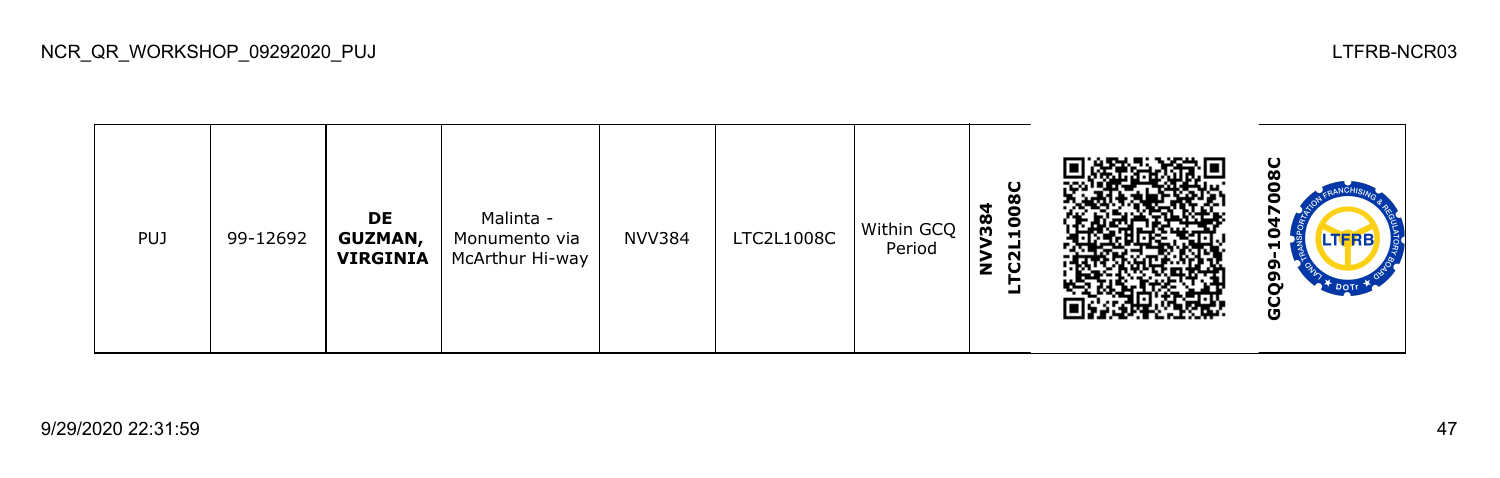| | | | | | | | | | |
|---|---|---|---|---|---|---|---|---|---|
| PUJ | 99-12692 | **DE GUZMAN, VIRGINIA** | Malinta - Monumento via McArthur Hi-way | NVV384 | LTC2L1008C | Within GCQ Period | **NVV384 LTC2L1008C** | | **GCQ99-1047008C** |